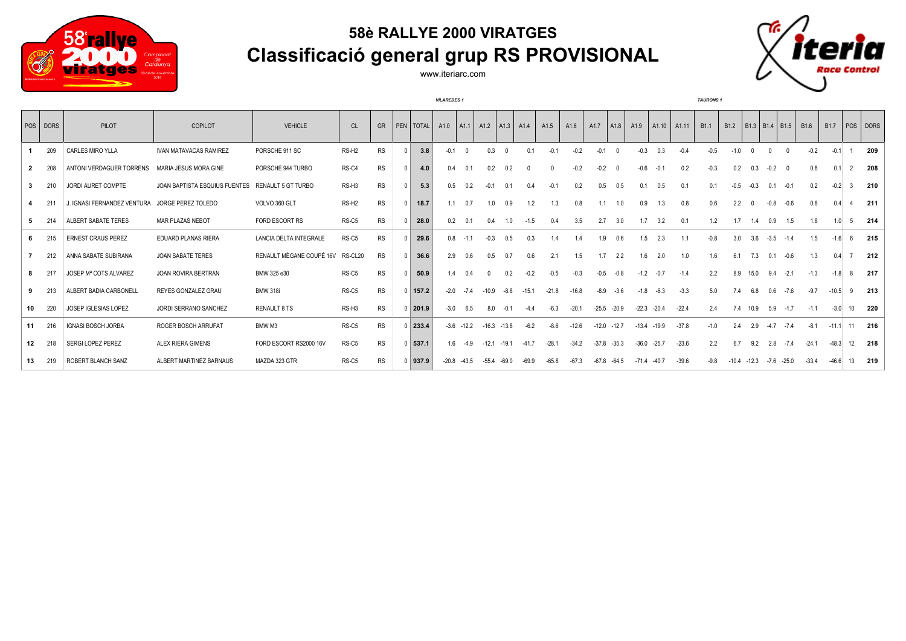# 58è RALLYE 2000 VIRATGES

## Classificació general grup RS PROVISIONAL

www.iteriarc.com

| POS | DORS | PILOT | COPILOT | VEHICLE | CL | GR | PEN | TOTAL | A1.0 | A1.1 | A1.2 | A1.3 | A1.4 | A1.5 | A1.6 | A1.7 | A1.8 | A1.9 | A1.10 | A1.11 | B1.1 | B1.2 | B1.3 | B1.4 | B1.5 | B1.6 | B1.7 | POS | DORS |
|---|---|---|---|---|---|---|---|---|---|---|---|---|---|---|---|---|---|---|---|---|---|---|---|---|---|---|---|---|---|
| | | | | | | | | | *VILAREDES 1* | | | | | | | | | | | | *TAURONS 1* | | | | | | | | |
| **1** | 209 | CARLES MIRO YLLA | IVAN MATAVACAS RAMIREZ | PORSCHE 911 SC | RS-H2 | RS | 0 | **3.8** | -0.1 | 0 | 0.3 | 0 | 0.1 | -0.1 | -0.2 | -0.1 | 0 | -0.3 | 0.3 | -0.4 | -0.5 | -1.0 | 0 | 0 | 0 | -0.2 | -0.1 | 1 | **209** |
| **2** | 208 | ANTONI VERDAGUER TORRENS | MARIA JESUS MORA GINE | PORSCHE 944 TURBO | RS-C4 | RS | 0 | **4.0** | 0.4 | 0.1 | 0.2 | 0.2 | 0 | 0 | -0.2 | -0.2 | 0 | -0.6 | -0.1 | 0.2 | -0.3 | 0.2 | 0.3 | -0.2 | 0 | 0.6 | 0.1 | 2 | **208** |
| **3** | 210 | JORDI AURET COMPTE | JOAN BAPTISTA ESQUIUS FUENTES | RENAULT 5 GT TURBO | RS-H3 | RS | 0 | **5.3** | 0.5 | 0.2 | -0.1 | 0.1 | 0.4 | -0.1 | 0.2 | 0.5 | 0.5 | 0.1 | 0.5 | 0.1 | 0.1 | -0.5 | -0.3 | 0.1 | -0.1 | 0.2 | -0.2 | 3 | **210** |
| **4** | 211 | J. IGNASI FERNANDEZ VENTURA | JORGE PEREZ TOLEDO | VOLVO 360 GLT | RS-H2 | RS | 0 | **18.7** | 1.1 | 0.7 | 1.0 | 0.9 | 1.2 | 1.3 | 0.8 | 1.1 | 1.0 | 0.9 | 1.3 | 0.8 | 0.6 | 2.2 | 0 | -0.8 | -0.6 | 0.8 | 0.4 | 4 | **211** |
| **5** | 214 | ALBERT SABATE TERES | MAR PLAZAS NEBOT | FORD ESCORT RS | RS-C5 | RS | 0 | **28.0** | 0.2 | 0.1 | 0.4 | 1.0 | -1.5 | 0.4 | 3.5 | 2.7 | 3.0 | 1.7 | 3.2 | 0.1 | 1.2 | 1.7 | 1.4 | 0.9 | 1.5 | 1.8 | 1.0 | 5 | **214** |
| **6** | 215 | ERNEST CRAUS PEREZ | EDUARD PLANAS RIERA | LANCIA DELTA INTEGRALE | RS-C5 | RS | 0 | **29.6** | 0.8 | -1.1 | -0.3 | 0.5 | 0.3 | 1.4 | 1.4 | 1.9 | 0.6 | 1.5 | 2.3 | 1.1 | -0.8 | 3.0 | 3.6 | -3.5 | -1.4 | 1.5 | -1.6 | 6 | **215** |
| **7** | 212 | ANNA SABATE SUBIRANA | JOAN SABATE TERES | RENAULT MÈGANE COUPÉ 16V | RS-CL20 | RS | 0 | **36.6** | 2.9 | 0.6 | 0.5 | 0.7 | 0.6 | 2.1 | 1.5 | 1.7 | 2.2 | 1.6 | 2.0 | 1.0 | 1.6 | 6.1 | 7.3 | 0.1 | -0.6 | 1.3 | 0.4 | 7 | **212** |
| **8** | 217 | JOSEP Mª COTS ALVAREZ | JOAN ROVIRA BERTRAN | BMW 325 e30 | RS-C5 | RS | 0 | **50.9** | 1.4 | 0.4 | 0 | 0.2 | -0.2 | -0.5 | -0.3 | -0.5 | -0.8 | -1.2 | -0.7 | -1.4 | 2.2 | 8.9 | 15.0 | 9.4 | -2.1 | -1.3 | -1.8 | 8 | **217** |
| **9** | 213 | ALBERT BADIA CARBONELL | REYES GONZALEZ GRAU | BMW 318i | RS-C5 | RS | 0 | **157.2** | -2.0 | -7.4 | -10.9 | -8.8 | -15.1 | -21.8 | -16.8 | -8.9 | -3.6 | -1.8 | -6.3 | -3.3 | 5.0 | 7.4 | 6.8 | 0.6 | -7.6 | -9.7 | -10.5 | 9 | **213** |
| **10** | 220 | JOSEP IGLESIAS LOPEZ | JORDI SERRANO SANCHEZ | RENAULT 8 TS | RS-H3 | RS | 0 | **201.9** | -3.0 | 6.5 | 8.0 | -0.1 | -4.4 | -6.3 | -20.1 | -25.5 | -20.9 | -22.3 | -20.4 | -22.4 | 2.4 | 7.4 | 10.9 | 5.9 | -1.7 | -1.1 | -3.0 | 10 | **220** |
| **11** | 216 | IGNASI BOSCH JORBA | ROGER BOSCH ARRUFAT | BMW M3 | RS-C5 | RS | 0 | **233.4** | -3.6 | -12.2 | -16.3 | -13.8 | -6.2 | -8.6 | -12.6 | -12.0 | -12.7 | -13.4 | -19.9 | -37.8 | -1.0 | 2.4 | 2.9 | -4.7 | -7.4 | -8.1 | -11.1 | 11 | **216** |
| **12** | 218 | SERGI LOPEZ PEREZ | ALEX RIERA GIMENS | FORD ESCORT RS2000 16V | RS-C5 | RS | 0 | **537.1** | 1.6 | -4.9 | -12.1 | -19.1 | -41.7 | -28.1 | -34.2 | -37.8 | -35.3 | -36.0 | -25.7 | -23.6 | 2.2 | 6.7 | 9.2 | 2.8 | -7.4 | -24.1 | -48.3 | 12 | **218** |
| **13** | 219 | ROBERT BLANCH SANZ | ALBERT MARTINEZ BARNAUS | MAZDA 323 GTR | RS-C5 | RS | 0 | **937.9** | -20.8 | -43.5 | -55.4 | -69.0 | -69.9 | -65.8 | -67.3 | -67.8 | -64.5 | -71.4 | -40.7 | -39.6 | -9.8 | -10.4 | -12.3 | -7.6 | -25.0 | -33.4 | -46.6 | 13 | **219** |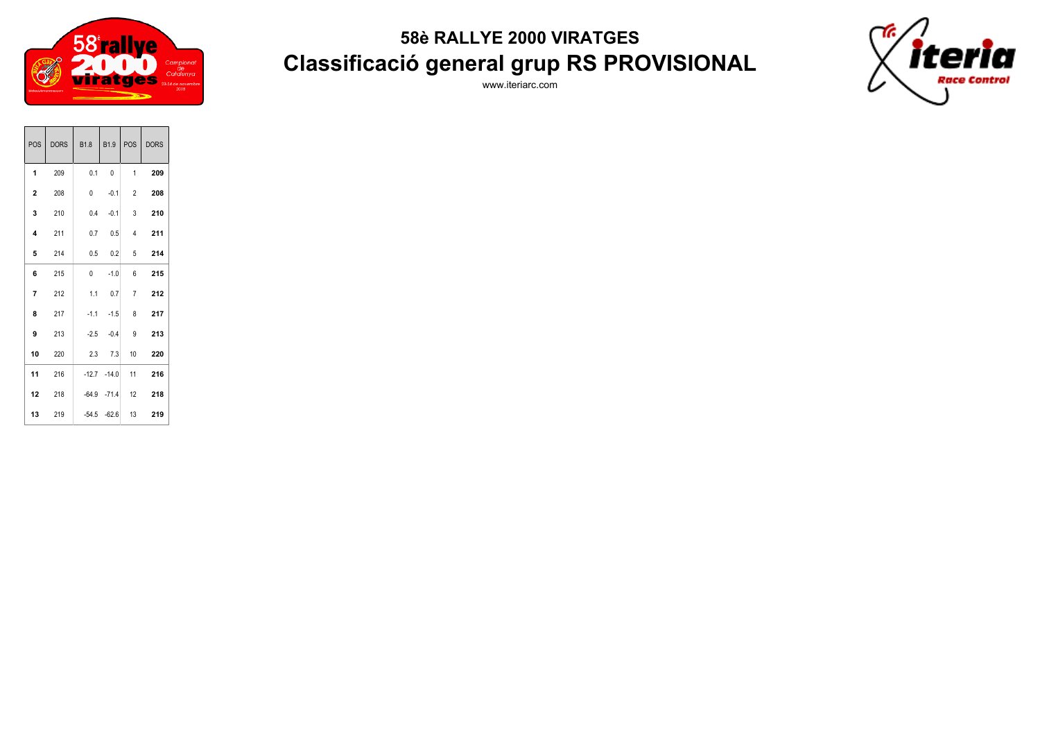# 58è RALLYE 2000 VIRATGES

## Classificació general grup RS PROVISIONAL

www.iteriarc.com

| POS | DORS | B1.8 | B1.9 | POS | DORS |
|---|---|---|---|---|---|
| **1** | 209 | 0.1 | 0 | 1 | **209** |
| **2** | 208 | 0 | -0.1 | 2 | **208** |
| **3** | 210 | 0.4 | -0.1 | 3 | **210** |
| **4** | 211 | 0.7 | 0.5 | 4 | **211** |
| **5** | 214 | 0.5 | 0.2 | 5 | **214** |
| **6** | 215 | 0 | -1.0 | 6 | **215** |
| **7** | 212 | 1.1 | 0.7 | 7 | **212** |
| **8** | 217 | -1.1 | -1.5 | 8 | **217** |
| **9** | 213 | -2.5 | -0.4 | 9 | **213** |
| **10** | 220 | 2.3 | 7.3 | 10 | **220** |
| **11** | 216 | -12.7 | -14.0 | 11 | **216** |
| **12** | 218 | -64.9 | -71.4 | 12 | **218** |
| **13** | 219 | -54.5 | -62.6 | 13 | **219** |